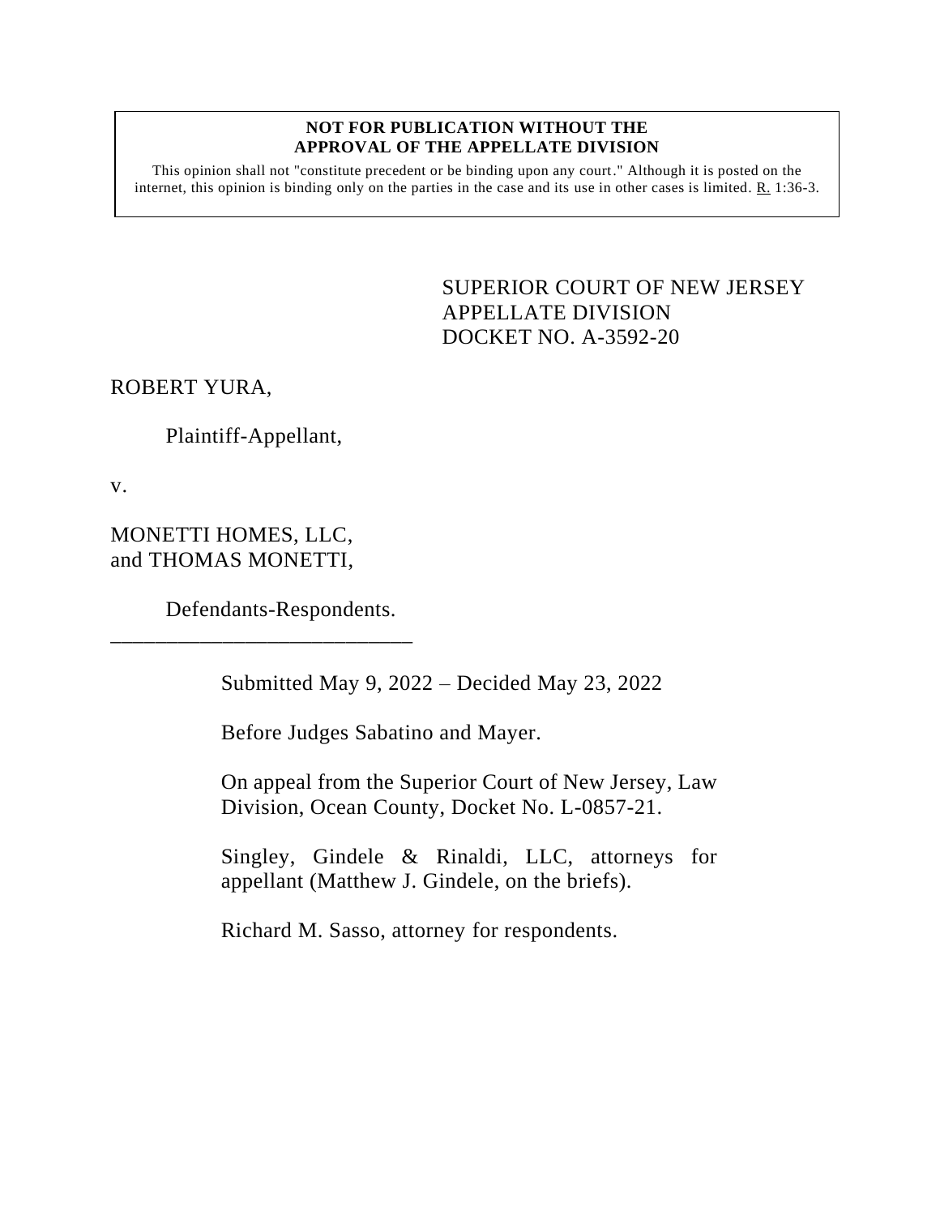**NOT FOR PUBLICATION WITHOUT THE APPROVAL OF THE APPELLATE DIVISION**

This opinion shall not "constitute precedent or be binding upon any court." Although it is posted on the internet, this opinion is binding only on the parties in the case and its use in other cases is limited. R. 1:36-3.

SUPERIOR COURT OF NEW JERSEY
APPELLATE DIVISION
DOCKET NO. A-3592-20

ROBERT YURA,

Plaintiff-Appellant,

v.

MONETTI HOMES, LLC, and THOMAS MONETTI,

Defendants-Respondents.

\_\_\_\_\_\_\_\_\_\_\_\_\_\_\_\_\_\_\_\_\_\_\_\_\_\_\_

Submitted May 9, 2022 – Decided May 23, 2022

Before Judges Sabatino and Mayer.

On appeal from the Superior Court of New Jersey, Law Division, Ocean County, Docket No. L-0857-21.

Singley, Gindele & Rinaldi, LLC, attorneys for appellant (Matthew J. Gindele, on the briefs).

Richard M. Sasso, attorney for respondents.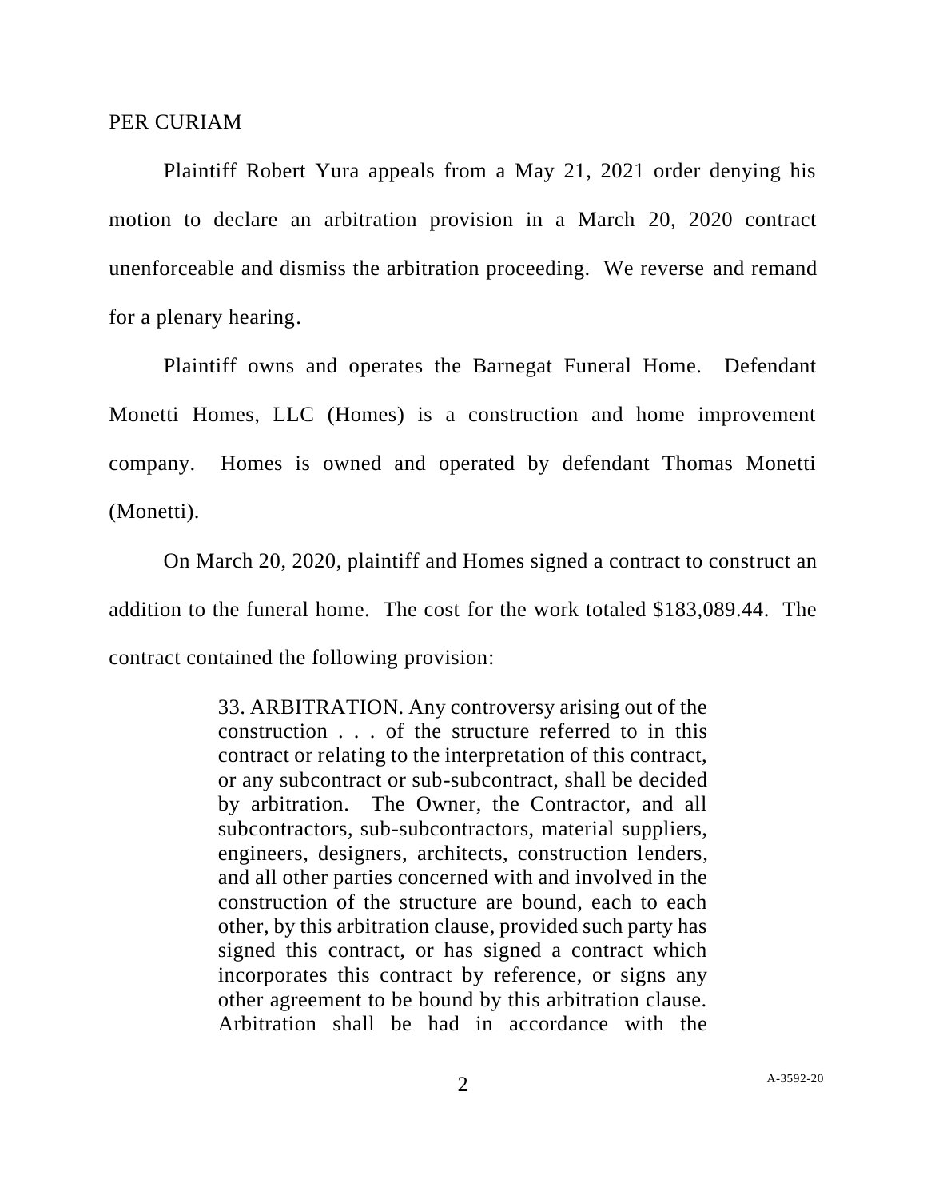PER CURIAM

Plaintiff Robert Yura appeals from a May 21, 2021 order denying his motion to declare an arbitration provision in a March 20, 2020 contract unenforceable and dismiss the arbitration proceeding. We reverse and remand for a plenary hearing.

Plaintiff owns and operates the Barnegat Funeral Home. Defendant Monetti Homes, LLC (Homes) is a construction and home improvement company. Homes is owned and operated by defendant Thomas Monetti (Monetti).

On March 20, 2020, plaintiff and Homes signed a contract to construct an addition to the funeral home. The cost for the work totaled $183,089.44. The contract contained the following provision:

> 33. ARBITRATION. Any controversy arising out of the construction . . . of the structure referred to in this contract or relating to the interpretation of this contract, or any subcontract or sub-subcontract, shall be decided by arbitration. The Owner, the Contractor, and all subcontractors, sub-subcontractors, material suppliers, engineers, designers, architects, construction lenders, and all other parties concerned with and involved in the construction of the structure are bound, each to each other, by this arbitration clause, provided such party has signed this contract, or has signed a contract which incorporates this contract by reference, or signs any other agreement to be bound by this arbitration clause. Arbitration shall be had in accordance with the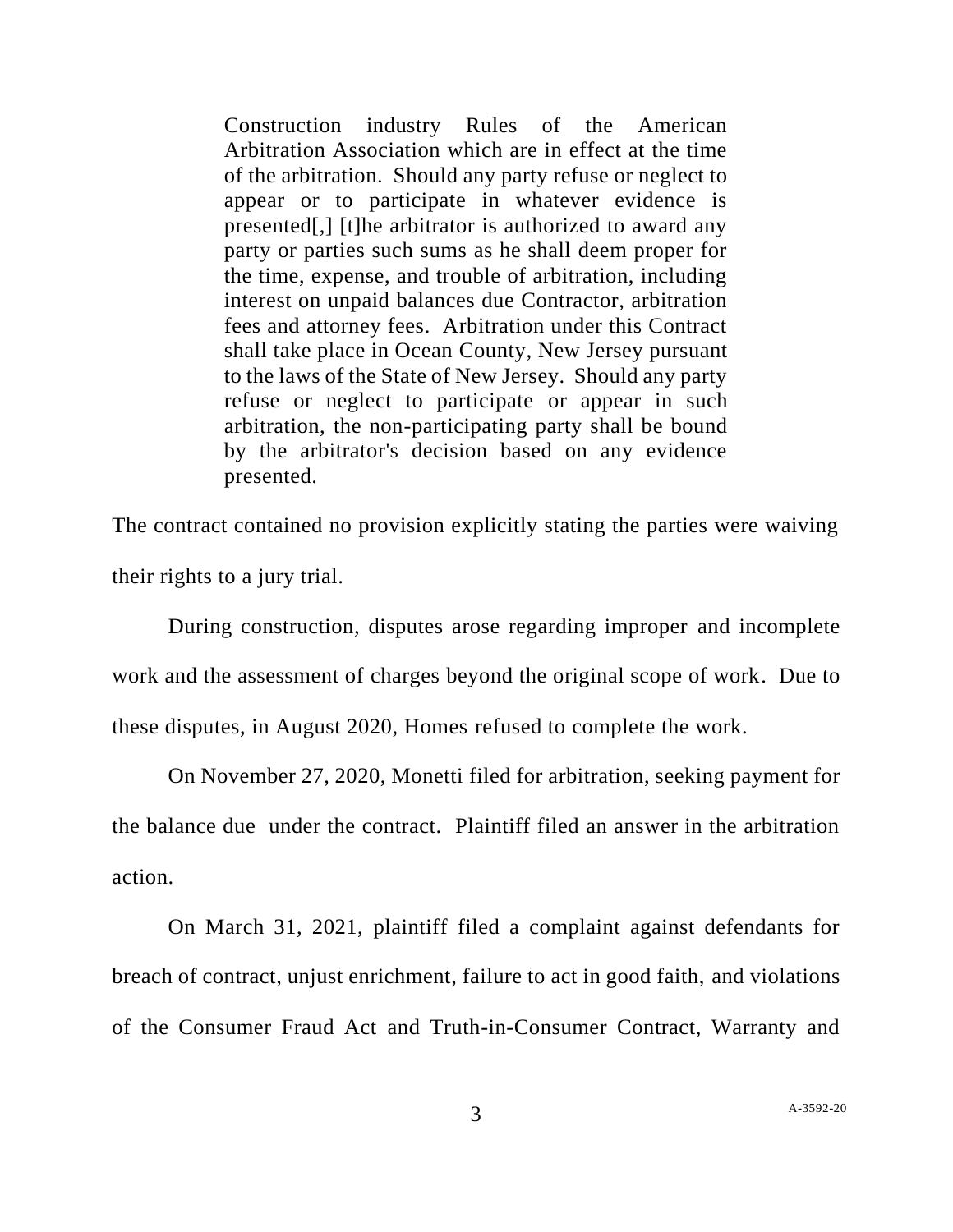> Construction industry Rules of the American Arbitration Association which are in effect at the time of the arbitration. Should any party refuse or neglect to appear or to participate in whatever evidence is presented[,] [t]he arbitrator is authorized to award any party or parties such sums as he shall deem proper for the time, expense, and trouble of arbitration, including interest on unpaid balances due Contractor, arbitration fees and attorney fees. Arbitration under this Contract shall take place in Ocean County, New Jersey pursuant to the laws of the State of New Jersey. Should any party refuse or neglect to participate or appear in such arbitration, the non-participating party shall be bound by the arbitrator's decision based on any evidence presented.

The contract contained no provision explicitly stating the parties were waiving their rights to a jury trial.

During construction, disputes arose regarding improper and incomplete work and the assessment of charges beyond the original scope of work. Due to these disputes, in August 2020, Homes refused to complete the work.

On November 27, 2020, Monetti filed for arbitration, seeking payment for the balance due under the contract. Plaintiff filed an answer in the arbitration action.

On March 31, 2021, plaintiff filed a complaint against defendants for breach of contract, unjust enrichment, failure to act in good faith, and violations of the Consumer Fraud Act and Truth-in-Consumer Contract, Warranty and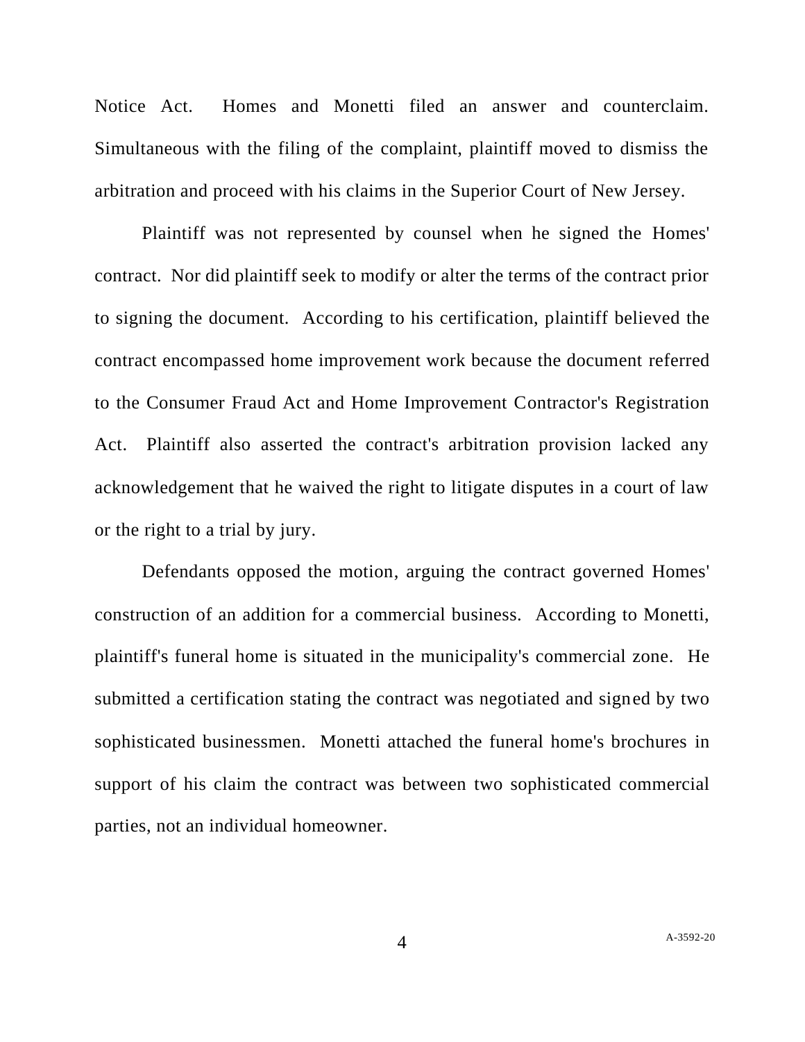Notice Act. Homes and Monetti filed an answer and counterclaim. Simultaneous with the filing of the complaint, plaintiff moved to dismiss the arbitration and proceed with his claims in the Superior Court of New Jersey.

Plaintiff was not represented by counsel when he signed the Homes' contract. Nor did plaintiff seek to modify or alter the terms of the contract prior to signing the document. According to his certification, plaintiff believed the contract encompassed home improvement work because the document referred to the Consumer Fraud Act and Home Improvement Contractor's Registration Act. Plaintiff also asserted the contract's arbitration provision lacked any acknowledgement that he waived the right to litigate disputes in a court of law or the right to a trial by jury.

Defendants opposed the motion, arguing the contract governed Homes' construction of an addition for a commercial business. According to Monetti, plaintiff's funeral home is situated in the municipality's commercial zone. He submitted a certification stating the contract was negotiated and signed by two sophisticated businessmen. Monetti attached the funeral home's brochures in support of his claim the contract was between two sophisticated commercial parties, not an individual homeowner.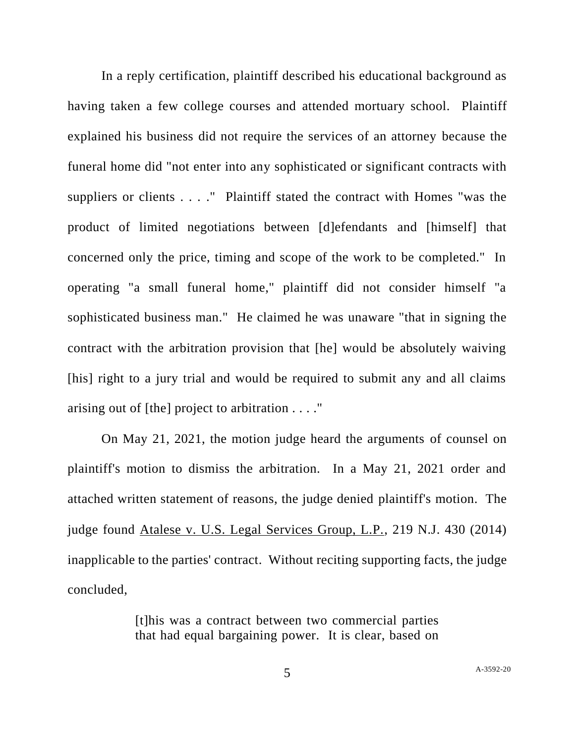In a reply certification, plaintiff described his educational background as having taken a few college courses and attended mortuary school. Plaintiff explained his business did not require the services of an attorney because the funeral home did "not enter into any sophisticated or significant contracts with suppliers or clients . . . ." Plaintiff stated the contract with Homes "was the product of limited negotiations between [d]efendants and [himself] that concerned only the price, timing and scope of the work to be completed." In operating "a small funeral home," plaintiff did not consider himself "a sophisticated business man." He claimed he was unaware "that in signing the contract with the arbitration provision that [he] would be absolutely waiving [his] right to a jury trial and would be required to submit any and all claims arising out of [the] project to arbitration . . . ."

On May 21, 2021, the motion judge heard the arguments of counsel on plaintiff's motion to dismiss the arbitration. In a May 21, 2021 order and attached written statement of reasons, the judge denied plaintiff's motion. The judge found Atalese v. U.S. Legal Services Group, L.P., 219 N.J. 430 (2014) inapplicable to the parties' contract. Without reciting supporting facts, the judge concluded,

> [t]his was a contract between two commercial parties that had equal bargaining power. It is clear, based on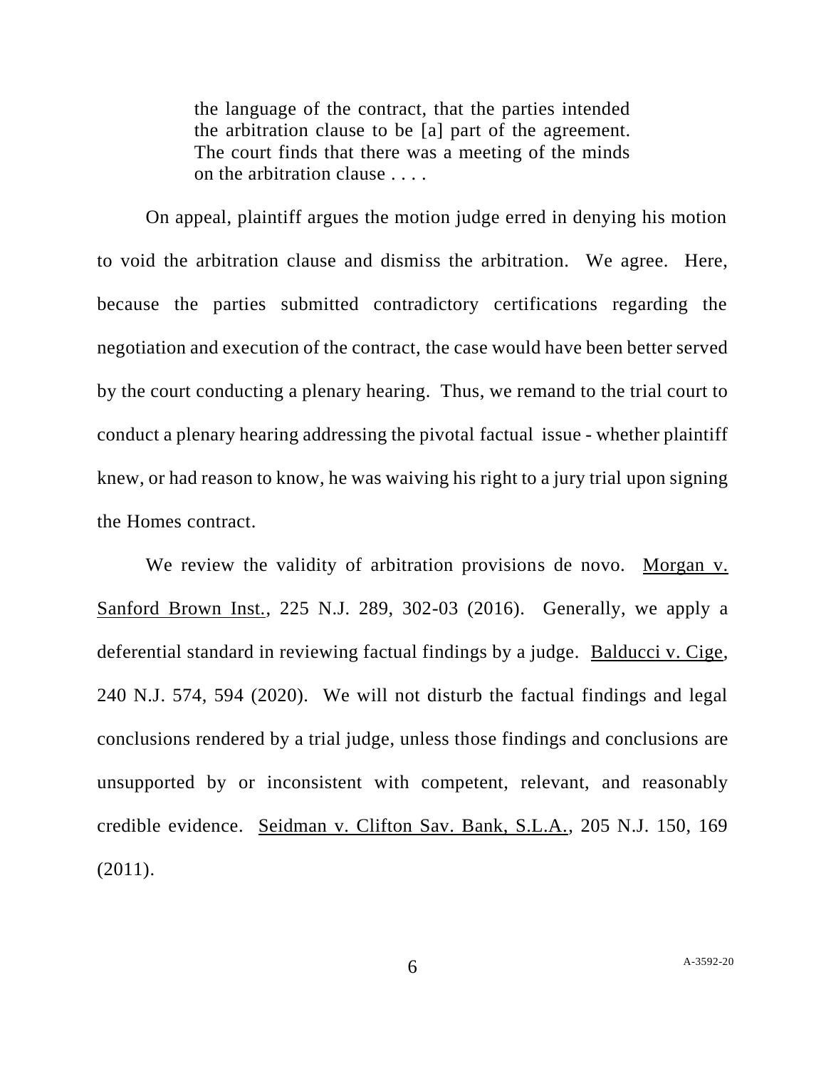> the language of the contract, that the parties intended the arbitration clause to be [a] part of the agreement. The court finds that there was a meeting of the minds on the arbitration clause . . . .

On appeal, plaintiff argues the motion judge erred in denying his motion to void the arbitration clause and dismiss the arbitration. We agree. Here, because the parties submitted contradictory certifications regarding the negotiation and execution of the contract, the case would have been better served by the court conducting a plenary hearing. Thus, we remand to the trial court to conduct a plenary hearing addressing the pivotal factual issue - whether plaintiff knew, or had reason to know, he was waiving his right to a jury trial upon signing the Homes contract.

We review the validity of arbitration provisions de novo. Morgan v. Sanford Brown Inst., 225 N.J. 289, 302-03 (2016). Generally, we apply a deferential standard in reviewing factual findings by a judge. Balducci v. Cige, 240 N.J. 574, 594 (2020). We will not disturb the factual findings and legal conclusions rendered by a trial judge, unless those findings and conclusions are unsupported by or inconsistent with competent, relevant, and reasonably credible evidence. Seidman v. Clifton Sav. Bank, S.L.A., 205 N.J. 150, 169 (2011).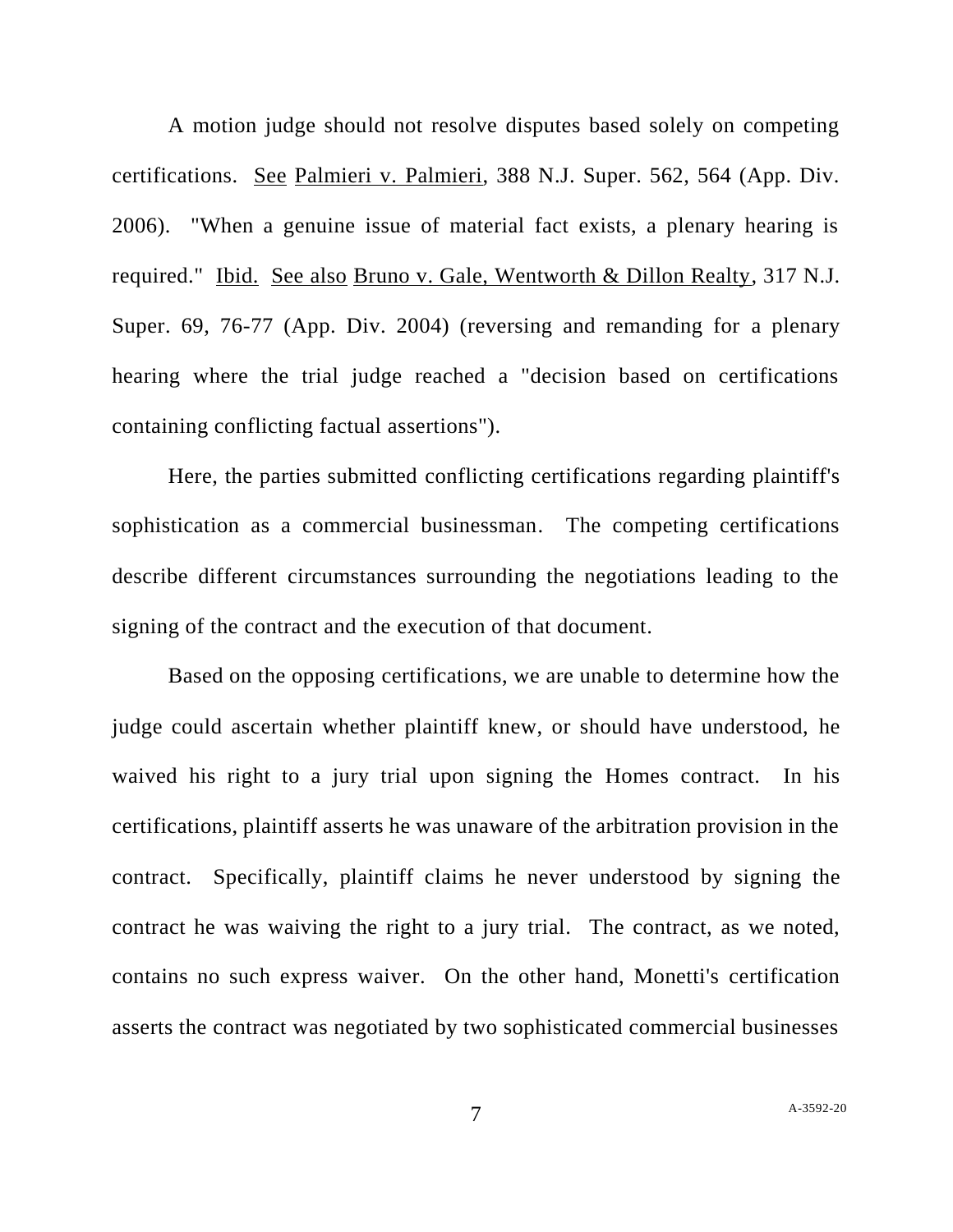A motion judge should not resolve disputes based solely on competing certifications. See Palmieri v. Palmieri, 388 N.J. Super. 562, 564 (App. Div. 2006). "When a genuine issue of material fact exists, a plenary hearing is required." Ibid. See also Bruno v. Gale, Wentworth & Dillon Realty, 317 N.J. Super. 69, 76-77 (App. Div. 2004) (reversing and remanding for a plenary hearing where the trial judge reached a "decision based on certifications containing conflicting factual assertions").

Here, the parties submitted conflicting certifications regarding plaintiff's sophistication as a commercial businessman. The competing certifications describe different circumstances surrounding the negotiations leading to the signing of the contract and the execution of that document.

Based on the opposing certifications, we are unable to determine how the judge could ascertain whether plaintiff knew, or should have understood, he waived his right to a jury trial upon signing the Homes contract. In his certifications, plaintiff asserts he was unaware of the arbitration provision in the contract. Specifically, plaintiff claims he never understood by signing the contract he was waiving the right to a jury trial. The contract, as we noted, contains no such express waiver. On the other hand, Monetti's certification asserts the contract was negotiated by two sophisticated commercial businesses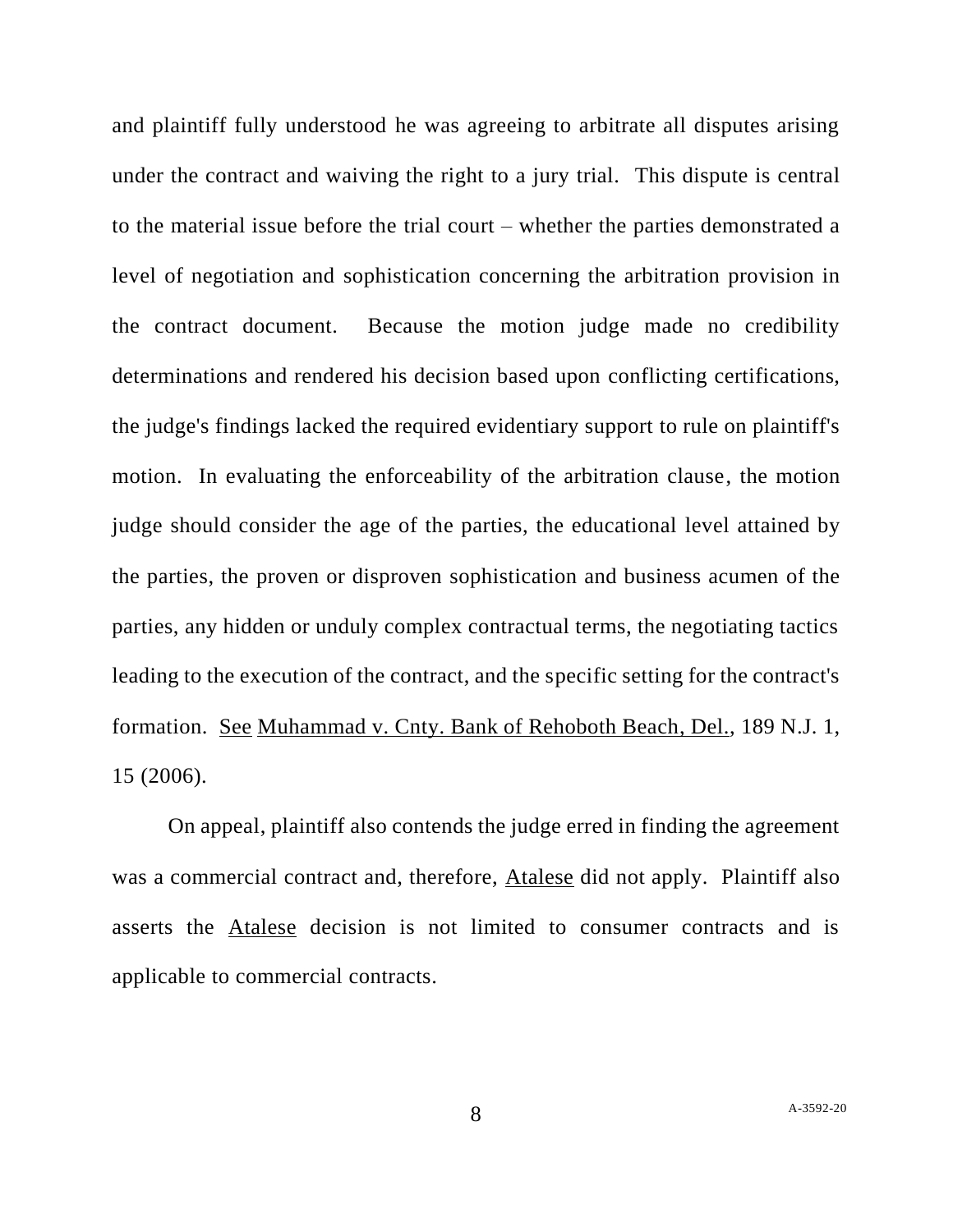and plaintiff fully understood he was agreeing to arbitrate all disputes arising under the contract and waiving the right to a jury trial. This dispute is central to the material issue before the trial court – whether the parties demonstrated a level of negotiation and sophistication concerning the arbitration provision in the contract document. Because the motion judge made no credibility determinations and rendered his decision based upon conflicting certifications, the judge's findings lacked the required evidentiary support to rule on plaintiff's motion. In evaluating the enforceability of the arbitration clause, the motion judge should consider the age of the parties, the educational level attained by the parties, the proven or disproven sophistication and business acumen of the parties, any hidden or unduly complex contractual terms, the negotiating tactics leading to the execution of the contract, and the specific setting for the contract's formation. See Muhammad v. Cnty. Bank of Rehoboth Beach, Del., 189 N.J. 1, 15 (2006).

On appeal, plaintiff also contends the judge erred in finding the agreement was a commercial contract and, therefore, Atalese did not apply. Plaintiff also asserts the Atalese decision is not limited to consumer contracts and is applicable to commercial contracts.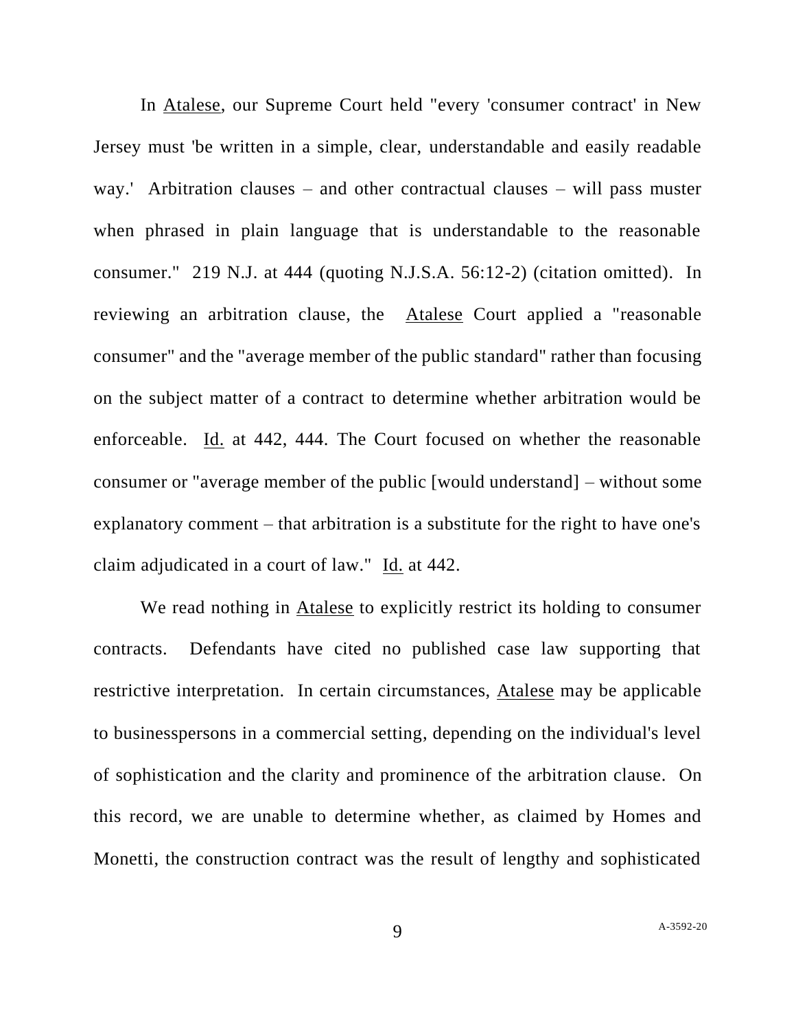In Atalese, our Supreme Court held "every 'consumer contract' in New Jersey must 'be written in a simple, clear, understandable and easily readable way.' Arbitration clauses – and other contractual clauses – will pass muster when phrased in plain language that is understandable to the reasonable consumer." 219 N.J. at 444 (quoting N.J.S.A. 56:12-2) (citation omitted). In reviewing an arbitration clause, the Atalese Court applied a "reasonable consumer" and the "average member of the public standard" rather than focusing on the subject matter of a contract to determine whether arbitration would be enforceable. Id. at 442, 444. The Court focused on whether the reasonable consumer or "average member of the public [would understand] – without some explanatory comment – that arbitration is a substitute for the right to have one's claim adjudicated in a court of law." Id. at 442.

We read nothing in Atalese to explicitly restrict its holding to consumer contracts. Defendants have cited no published case law supporting that restrictive interpretation. In certain circumstances, Atalese may be applicable to businesspersons in a commercial setting, depending on the individual's level of sophistication and the clarity and prominence of the arbitration clause. On this record, we are unable to determine whether, as claimed by Homes and Monetti, the construction contract was the result of lengthy and sophisticated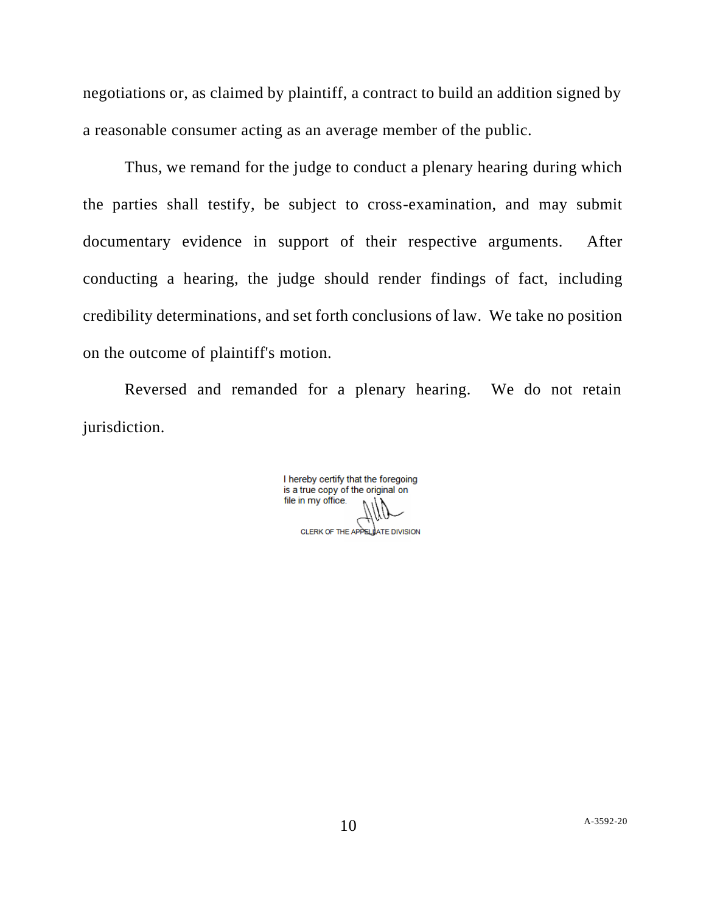negotiations or, as claimed by plaintiff, a contract to build an addition signed by a reasonable consumer acting as an average member of the public.

Thus, we remand for the judge to conduct a plenary hearing during which the parties shall testify, be subject to cross-examination, and may submit documentary evidence in support of their respective arguments. After conducting a hearing, the judge should render findings of fact, including credibility determinations, and set forth conclusions of law. We take no position on the outcome of plaintiff's motion.

Reversed and remanded for a plenary hearing. We do not retain jurisdiction.

I hereby certify that the foregoing is a true copy of the original on file in my office.

CLERK OF THE APPELLATE DIVISION